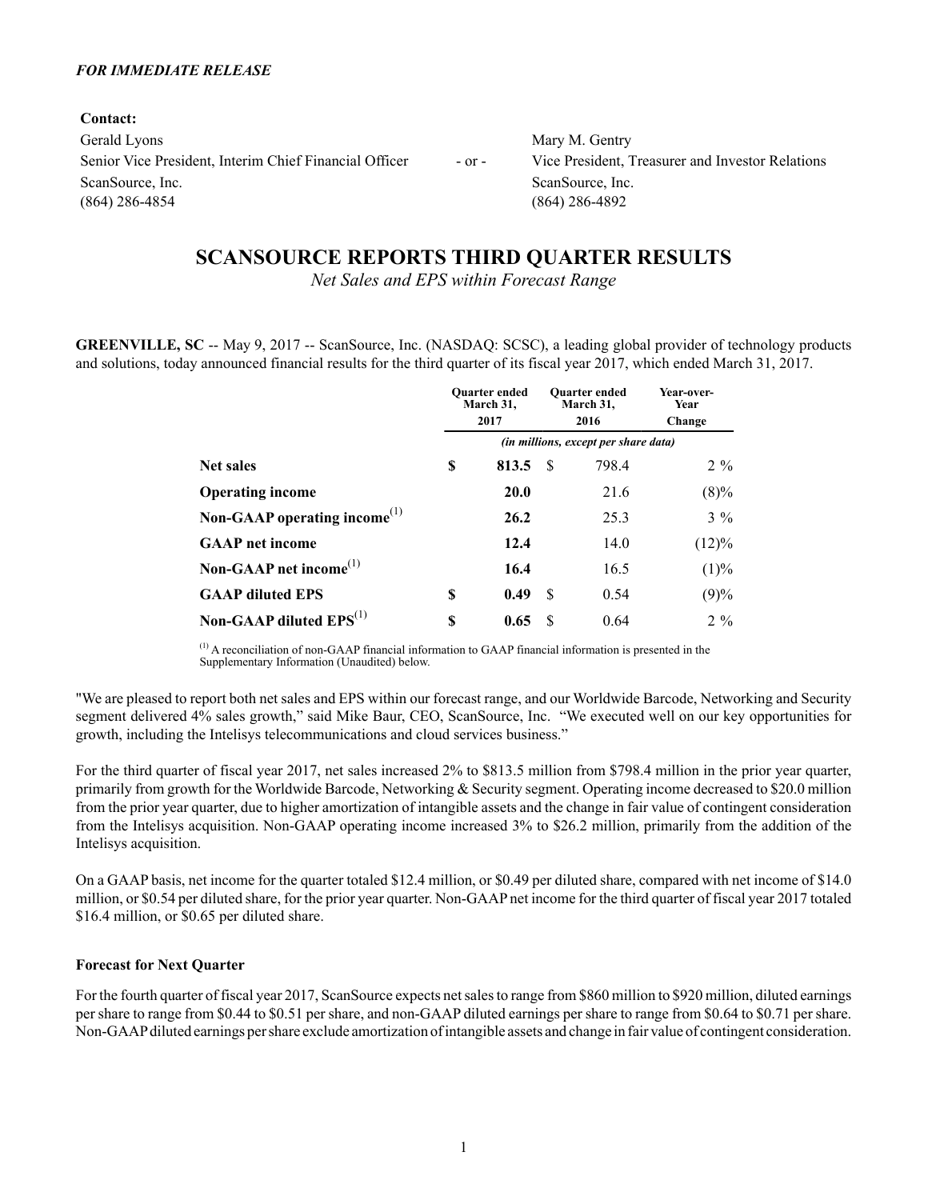*FOR IMMEDIATE RELEASE*

**Contact:**

Gerald Lyons
Senior Vice President, Interim Chief Financial Officer
ScanSource, Inc.
(864) 286-4854

\- or -

Mary M. Gentry
Vice President, Treasurer and Investor Relations
ScanSource, Inc.
(864) 286-4892

# SCANSOURCE REPORTS THIRD QUARTER RESULTS

*Net Sales and EPS within Forecast Range*

**GREENVILLE, SC** -- May 9, 2017 -- ScanSource, Inc. (NASDAQ: SCSC), a leading global provider of technology products and solutions, today announced financial results for the third quarter of its fiscal year 2017, which ended March 31, 2017.

| | Quarter ended March 31, 2017 | Quarter ended March 31, 2016 | Year-over-Year Change |
|---|---|---|---|
| | *(in millions, except per share data)* | | |
| **Net sales** | $ **813.5** | $ 798.4 | 2 % |
| **Operating income** | **20.0** | 21.6 | (8)% |
| **Non-GAAP operating income**[(1)] | **26.2** | 25.3 | 3 % |
| **GAAP net income** | **12.4** | 14.0 | (12)% |
| **Non-GAAP net income**[(1)] | **16.4** | 16.5 | (1)% |
| **GAAP diluted EPS** | $ **0.49** | $ 0.54 | (9)% |
| **Non-GAAP diluted EPS**[(1)] | $ **0.65** | $ 0.64 | 2 % |

[(1)] A reconciliation of non-GAAP financial information to GAAP financial information is presented in the Supplementary Information (Unaudited) below.

"We are pleased to report both net sales and EPS within our forecast range, and our Worldwide Barcode, Networking and Security segment delivered 4% sales growth," said Mike Baur, CEO, ScanSource, Inc. "We executed well on our key opportunities for growth, including the Intelisys telecommunications and cloud services business."

For the third quarter of fiscal year 2017, net sales increased 2% to $813.5 million from $798.4 million in the prior year quarter, primarily from growth for the Worldwide Barcode, Networking & Security segment. Operating income decreased to $20.0 million from the prior year quarter, due to higher amortization of intangible assets and the change in fair value of contingent consideration from the Intelisys acquisition. Non-GAAP operating income increased 3% to $26.2 million, primarily from the addition of the Intelisys acquisition.

On a GAAP basis, net income for the quarter totaled $12.4 million, or $0.49 per diluted share, compared with net income of $14.0 million, or $0.54 per diluted share, for the prior year quarter. Non-GAAP net income for the third quarter of fiscal year 2017 totaled $16.4 million, or $0.65 per diluted share.

**Forecast for Next Quarter**

For the fourth quarter of fiscal year 2017, ScanSource expects net sales to range from $860 million to $920 million, diluted earnings per share to range from $0.44 to $0.51 per share, and non-GAAP diluted earnings per share to range from $0.64 to $0.71 per share. Non-GAAP diluted earnings per share exclude amortization of intangible assets and change in fair value of contingent consideration.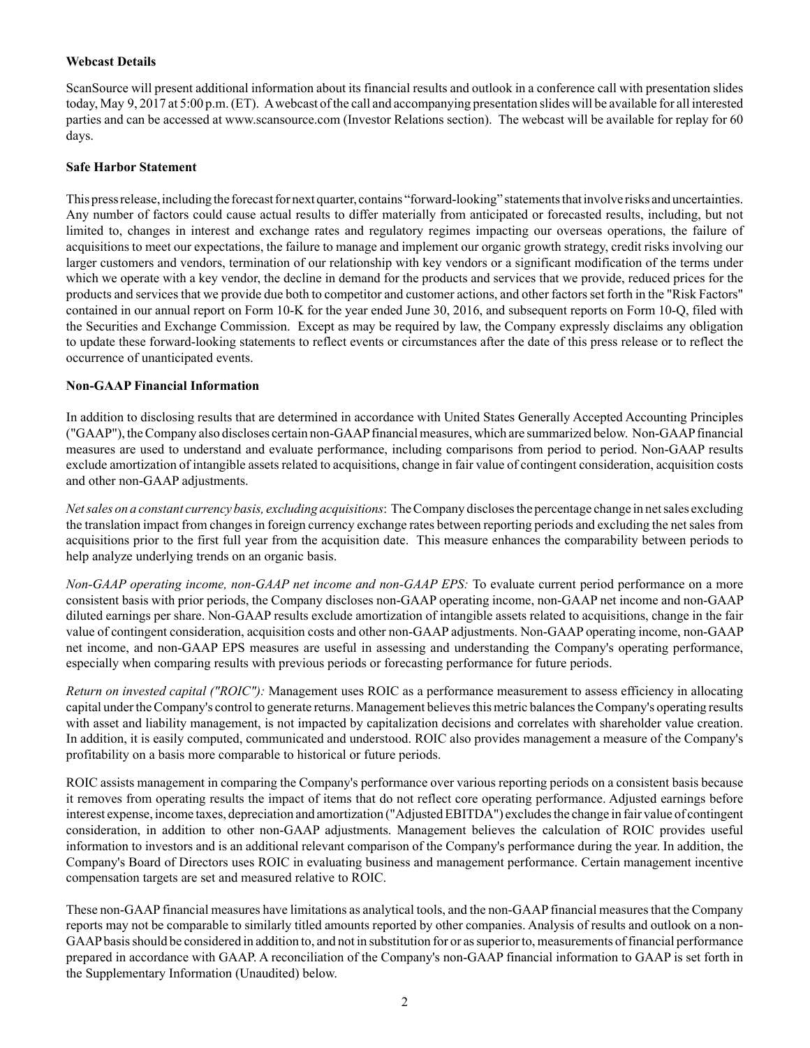**Webcast Details**

ScanSource will present additional information about its financial results and outlook in a conference call with presentation slides today, May 9, 2017 at 5:00 p.m. (ET). A webcast of the call and accompanying presentation slides will be available for all interested parties and can be accessed at www.scansource.com (Investor Relations section). The webcast will be available for replay for 60 days.

**Safe Harbor Statement**

This press release, including the forecast for next quarter, contains "forward-looking" statements that involve risks and uncertainties. Any number of factors could cause actual results to differ materially from anticipated or forecasted results, including, but not limited to, changes in interest and exchange rates and regulatory regimes impacting our overseas operations, the failure of acquisitions to meet our expectations, the failure to manage and implement our organic growth strategy, credit risks involving our larger customers and vendors, termination of our relationship with key vendors or a significant modification of the terms under which we operate with a key vendor, the decline in demand for the products and services that we provide, reduced prices for the products and services that we provide due both to competitor and customer actions, and other factors set forth in the "Risk Factors" contained in our annual report on Form 10-K for the year ended June 30, 2016, and subsequent reports on Form 10-Q, filed with the Securities and Exchange Commission. Except as may be required by law, the Company expressly disclaims any obligation to update these forward-looking statements to reflect events or circumstances after the date of this press release or to reflect the occurrence of unanticipated events.

**Non-GAAP Financial Information**

In addition to disclosing results that are determined in accordance with United States Generally Accepted Accounting Principles ("GAAP"), the Company also discloses certain non-GAAP financial measures, which are summarized below. Non-GAAP financial measures are used to understand and evaluate performance, including comparisons from period to period. Non-GAAP results exclude amortization of intangible assets related to acquisitions, change in fair value of contingent consideration, acquisition costs and other non-GAAP adjustments.

*Net sales on a constant currency basis, excluding acquisitions*: The Company discloses the percentage change in net sales excluding the translation impact from changes in foreign currency exchange rates between reporting periods and excluding the net sales from acquisitions prior to the first full year from the acquisition date. This measure enhances the comparability between periods to help analyze underlying trends on an organic basis.

*Non-GAAP operating income, non-GAAP net income and non-GAAP EPS:* To evaluate current period performance on a more consistent basis with prior periods, the Company discloses non-GAAP operating income, non-GAAP net income and non-GAAP diluted earnings per share. Non-GAAP results exclude amortization of intangible assets related to acquisitions, change in the fair value of contingent consideration, acquisition costs and other non-GAAP adjustments. Non-GAAP operating income, non-GAAP net income, and non-GAAP EPS measures are useful in assessing and understanding the Company's operating performance, especially when comparing results with previous periods or forecasting performance for future periods.

*Return on invested capital ("ROIC"):* Management uses ROIC as a performance measurement to assess efficiency in allocating capital under the Company's control to generate returns. Management believes this metric balances the Company's operating results with asset and liability management, is not impacted by capitalization decisions and correlates with shareholder value creation. In addition, it is easily computed, communicated and understood. ROIC also provides management a measure of the Company's profitability on a basis more comparable to historical or future periods.

ROIC assists management in comparing the Company's performance over various reporting periods on a consistent basis because it removes from operating results the impact of items that do not reflect core operating performance. Adjusted earnings before interest expense, income taxes, depreciation and amortization ("Adjusted EBITDA") excludes the change in fair value of contingent consideration, in addition to other non-GAAP adjustments. Management believes the calculation of ROIC provides useful information to investors and is an additional relevant comparison of the Company's performance during the year. In addition, the Company's Board of Directors uses ROIC in evaluating business and management performance. Certain management incentive compensation targets are set and measured relative to ROIC.

These non-GAAP financial measures have limitations as analytical tools, and the non-GAAP financial measures that the Company reports may not be comparable to similarly titled amounts reported by other companies. Analysis of results and outlook on a non-GAAP basis should be considered in addition to, and not in substitution for or as superior to, measurements of financial performance prepared in accordance with GAAP. A reconciliation of the Company's non-GAAP financial information to GAAP is set forth in the Supplementary Information (Unaudited) below.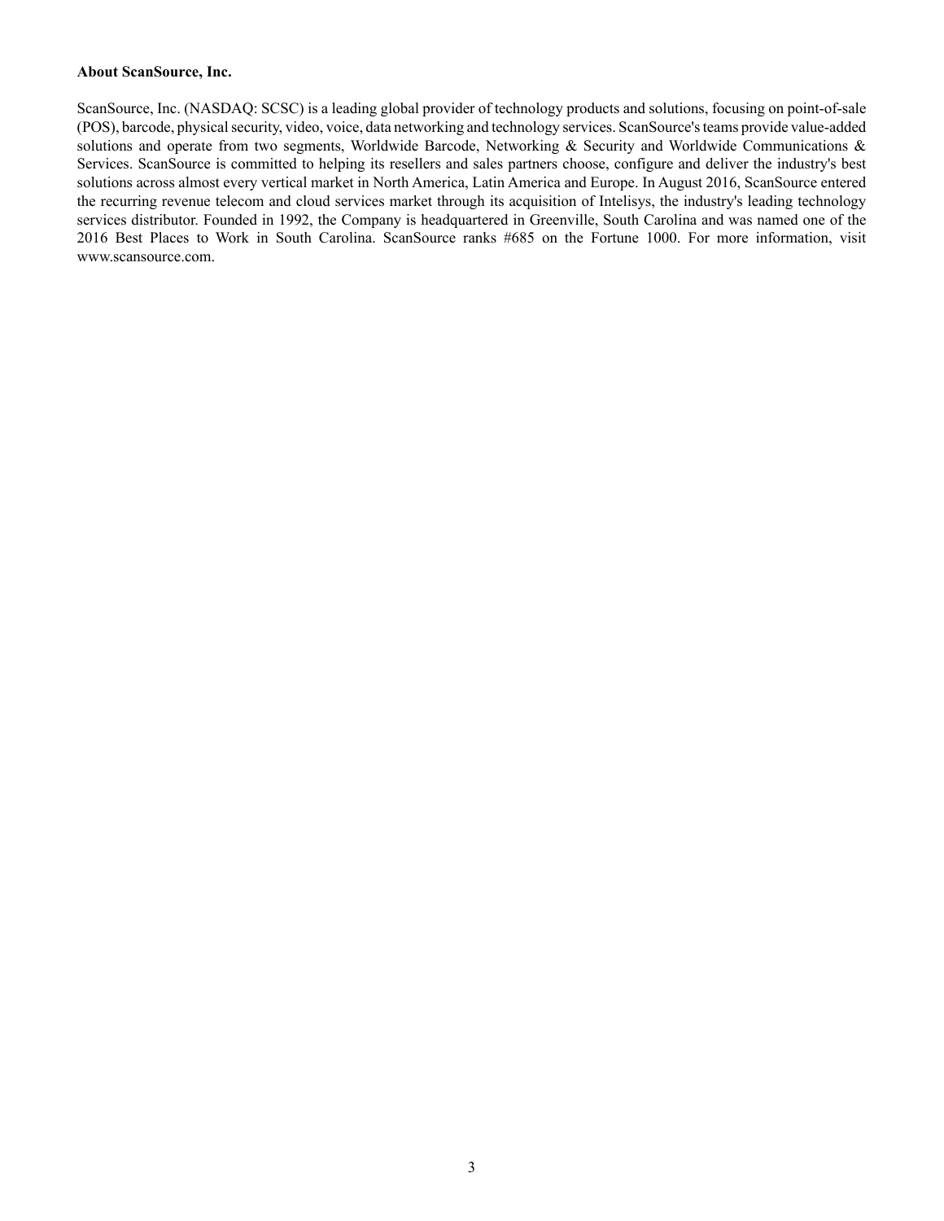**About ScanSource, Inc.**

ScanSource, Inc. (NASDAQ: SCSC) is a leading global provider of technology products and solutions, focusing on point-of-sale (POS), barcode, physical security, video, voice, data networking and technology services. ScanSource's teams provide value-added solutions and operate from two segments, Worldwide Barcode, Networking & Security and Worldwide Communications & Services. ScanSource is committed to helping its resellers and sales partners choose, configure and deliver the industry's best solutions across almost every vertical market in North America, Latin America and Europe. In August 2016, ScanSource entered the recurring revenue telecom and cloud services market through its acquisition of Intelisys, the industry's leading technology services distributor. Founded in 1992, the Company is headquartered in Greenville, South Carolina and was named one of the 2016 Best Places to Work in South Carolina. ScanSource ranks #685 on the Fortune 1000. For more information, visit www.scansource.com.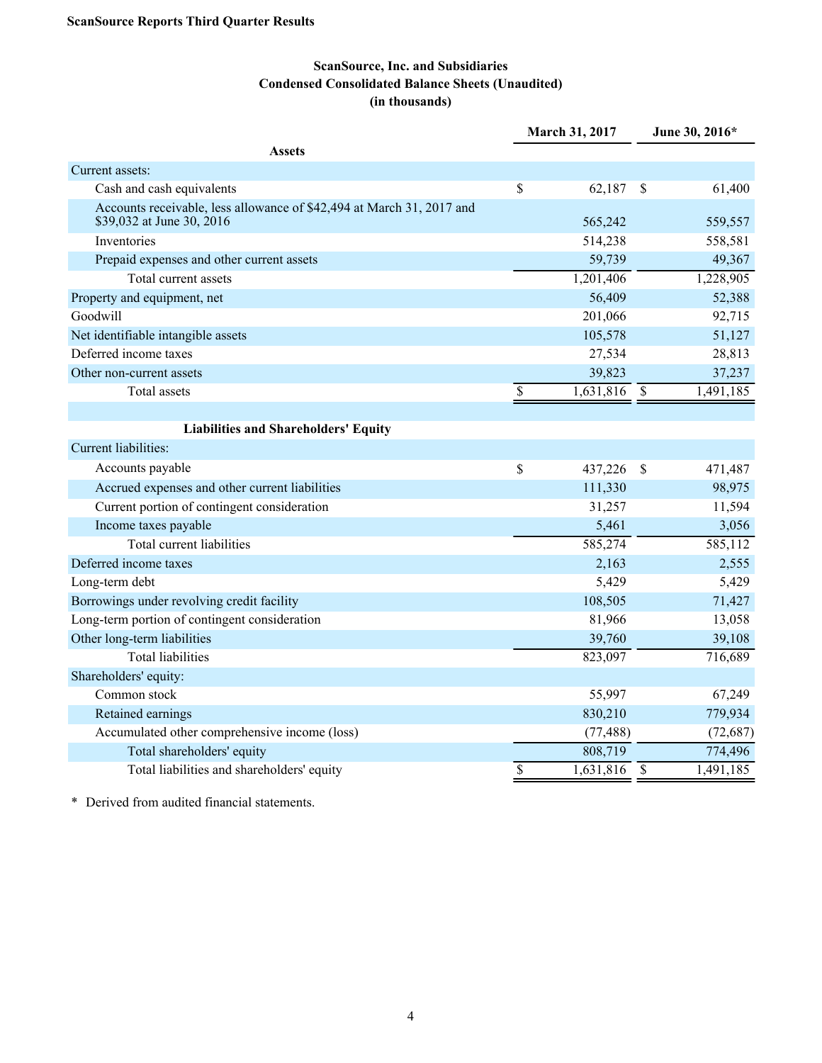**ScanSource Reports Third Quarter Results**

## ScanSource, Inc. and Subsidiaries
## Condensed Consolidated Balance Sheets (Unaudited)
## (in thousands)

| | March 31, 2017 | June 30, 2016* |
|---|---|---|
| **Assets** | | |
| Current assets: | | |
| Cash and cash equivalents | $ 62,187 | $ 61,400 |
| Accounts receivable, less allowance of $42,494 at March 31, 2017 and $39,032 at June 30, 2016 | 565,242 | 559,557 |
| Inventories | 514,238 | 558,581 |
| Prepaid expenses and other current assets | 59,739 | 49,367 |
| Total current assets | 1,201,406 | 1,228,905 |
| Property and equipment, net | 56,409 | 52,388 |
| Goodwill | 201,066 | 92,715 |
| Net identifiable intangible assets | 105,578 | 51,127 |
| Deferred income taxes | 27,534 | 28,813 |
| Other non-current assets | 39,823 | 37,237 |
| Total assets | $ 1,631,816 | $ 1,491,185 |
| | | |
| **Liabilities and Shareholders' Equity** | | |
| Current liabilities: | | |
| Accounts payable | $ 437,226 | $ 471,487 |
| Accrued expenses and other current liabilities | 111,330 | 98,975 |
| Current portion of contingent consideration | 31,257 | 11,594 |
| Income taxes payable | 5,461 | 3,056 |
| Total current liabilities | 585,274 | 585,112 |
| Deferred income taxes | 2,163 | 2,555 |
| Long-term debt | 5,429 | 5,429 |
| Borrowings under revolving credit facility | 108,505 | 71,427 |
| Long-term portion of contingent consideration | 81,966 | 13,058 |
| Other long-term liabilities | 39,760 | 39,108 |
| Total liabilities | 823,097 | 716,689 |
| Shareholders' equity: | | |
| Common stock | 55,997 | 67,249 |
| Retained earnings | 830,210 | 779,934 |
| Accumulated other comprehensive income (loss) | (77,488) | (72,687) |
| Total shareholders' equity | 808,719 | 774,496 |
| Total liabilities and shareholders' equity | $ 1,631,816 | $ 1,491,185 |

\* Derived from audited financial statements.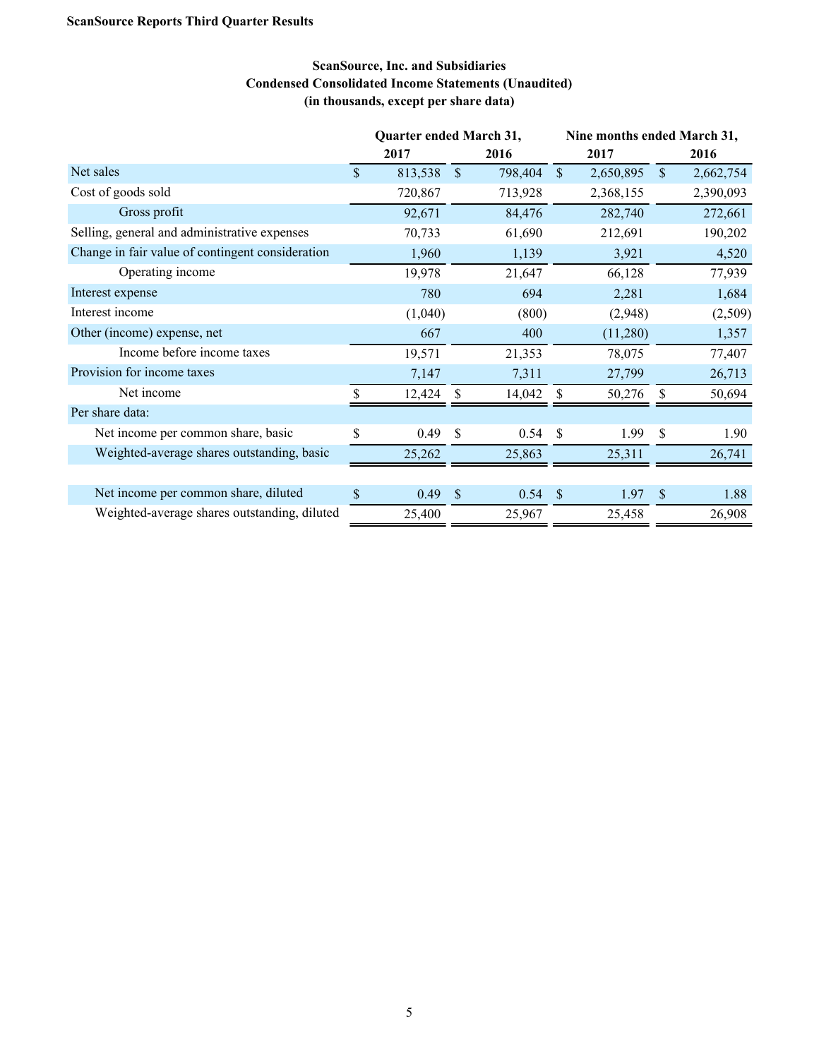**ScanSource Reports Third Quarter Results**

## ScanSource, Inc. and Subsidiaries
### Condensed Consolidated Income Statements (Unaudited)
### (in thousands, except per share data)

| | Quarter ended March 31, | | Nine months ended March 31, | |
|---|---|---|---|---|
| | 2017 | 2016 | 2017 | 2016 |
| Net sales | $ 813,538 | $ 798,404 | $ 2,650,895 | $ 2,662,754 |
| Cost of goods sold | 720,867 | 713,928 | 2,368,155 | 2,390,093 |
| Gross profit | 92,671 | 84,476 | 282,740 | 272,661 |
| Selling, general and administrative expenses | 70,733 | 61,690 | 212,691 | 190,202 |
| Change in fair value of contingent consideration | 1,960 | 1,139 | 3,921 | 4,520 |
| Operating income | 19,978 | 21,647 | 66,128 | 77,939 |
| Interest expense | 780 | 694 | 2,281 | 1,684 |
| Interest income | (1,040) | (800) | (2,948) | (2,509) |
| Other (income) expense, net | 667 | 400 | (11,280) | 1,357 |
| Income before income taxes | 19,571 | 21,353 | 78,075 | 77,407 |
| Provision for income taxes | 7,147 | 7,311 | 27,799 | 26,713 |
| Net income | $ 12,424 | $ 14,042 | $ 50,276 | $ 50,694 |
| Per share data: | | | | |
| Net income per common share, basic | $ 0.49 | $ 0.54 | $ 1.99 | $ 1.90 |
| Weighted-average shares outstanding, basic | 25,262 | 25,863 | 25,311 | 26,741 |
| | | | | |
| Net income per common share, diluted | $ 0.49 | $ 0.54 | $ 1.97 | $ 1.88 |
| Weighted-average shares outstanding, diluted | 25,400 | 25,967 | 25,458 | 26,908 |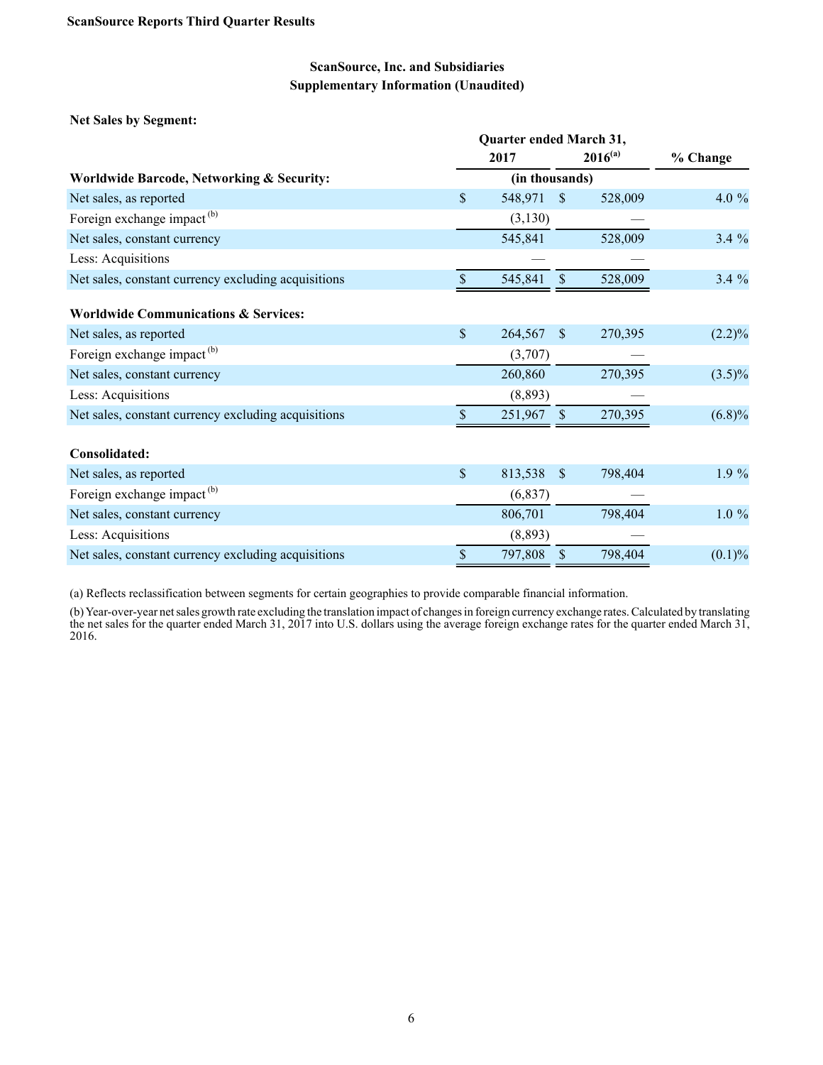## ScanSource, Inc. and Subsidiaries
## Supplementary Information (Unaudited)

**Net Sales by Segment:**

| | Quarter ended March 31, | | |
|---|---|---|---|
| | 2017 | 2016[a] | % Change |
| **Worldwide Barcode, Networking & Security:** | (in thousands) | | |
| Net sales, as reported | $ 548,971 | $ 528,009 | 4.0 % |
| Foreign exchange impact [b] | (3,130) | — | |
| Net sales, constant currency | 545,841 | 528,009 | 3.4 % |
| Less: Acquisitions | — | — | |
| Net sales, constant currency excluding acquisitions | $ 545,841 | $ 528,009 | 3.4 % |
| **Worldwide Communications & Services:** | | | |
| Net sales, as reported | $ 264,567 | $ 270,395 | (2.2)% |
| Foreign exchange impact [b] | (3,707) | — | |
| Net sales, constant currency | 260,860 | 270,395 | (3.5)% |
| Less: Acquisitions | (8,893) | — | |
| Net sales, constant currency excluding acquisitions | $ 251,967 | $ 270,395 | (6.8)% |
| **Consolidated:** | | | |
| Net sales, as reported | $ 813,538 | $ 798,404 | 1.9 % |
| Foreign exchange impact [b] | (6,837) | — | |
| Net sales, constant currency | 806,701 | 798,404 | 1.0 % |
| Less: Acquisitions | (8,893) | — | |
| Net sales, constant currency excluding acquisitions | $ 797,808 | $ 798,404 | (0.1)% |

(a) Reflects reclassification between segments for certain geographies to provide comparable financial information.

(b) Year-over-year net sales growth rate excluding the translation impact of changes in foreign currency exchange rates. Calculated by translating the net sales for the quarter ended March 31, 2017 into U.S. dollars using the average foreign exchange rates for the quarter ended March 31, 2016.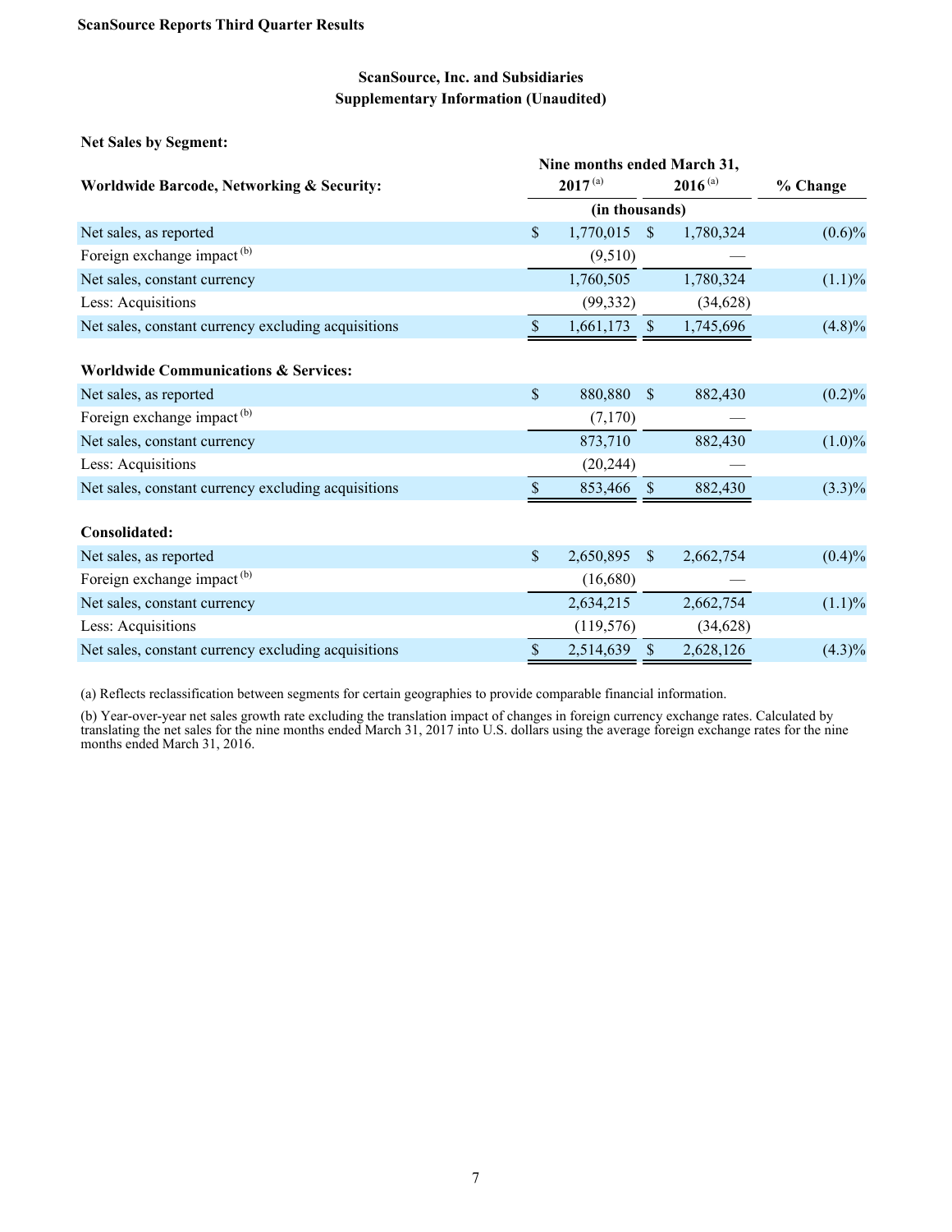ScanSource Reports Third Quarter Results

## ScanSource, Inc. and Subsidiaries
## Supplementary Information (Unaudited)

**Net Sales by Segment:**

| | Nine months ended March 31, | | |
|---|---|---|---|
| **Worldwide Barcode, Networking & Security:** | **2017** [(a)] | **2016** [(a)] | **% Change** |
| | (in thousands) | | |
| Net sales, as reported | $ 1,770,015 | $ 1,780,324 | (0.6)% |
| Foreign exchange impact [(b)] | (9,510) | — | |
| Net sales, constant currency | 1,760,505 | 1,780,324 | (1.1)% |
| Less: Acquisitions | (99,332) | (34,628) | |
| Net sales, constant currency excluding acquisitions | $ 1,661,173 | $ 1,745,696 | (4.8)% |
| | | | |
| **Worldwide Communications & Services:** | | | |
| Net sales, as reported | $ 880,880 | $ 882,430 | (0.2)% |
| Foreign exchange impact [(b)] | (7,170) | — | |
| Net sales, constant currency | 873,710 | 882,430 | (1.0)% |
| Less: Acquisitions | (20,244) | — | |
| Net sales, constant currency excluding acquisitions | $ 853,466 | $ 882,430 | (3.3)% |
| | | | |
| **Consolidated:** | | | |
| Net sales, as reported | $ 2,650,895 | $ 2,662,754 | (0.4)% |
| Foreign exchange impact [(b)] | (16,680) | — | |
| Net sales, constant currency | 2,634,215 | 2,662,754 | (1.1)% |
| Less: Acquisitions | (119,576) | (34,628) | |
| Net sales, constant currency excluding acquisitions | $ 2,514,639 | $ 2,628,126 | (4.3)% |

(a) Reflects reclassification between segments for certain geographies to provide comparable financial information.

(b) Year-over-year net sales growth rate excluding the translation impact of changes in foreign currency exchange rates. Calculated by translating the net sales for the nine months ended March 31, 2017 into U.S. dollars using the average foreign exchange rates for the nine months ended March 31, 2016.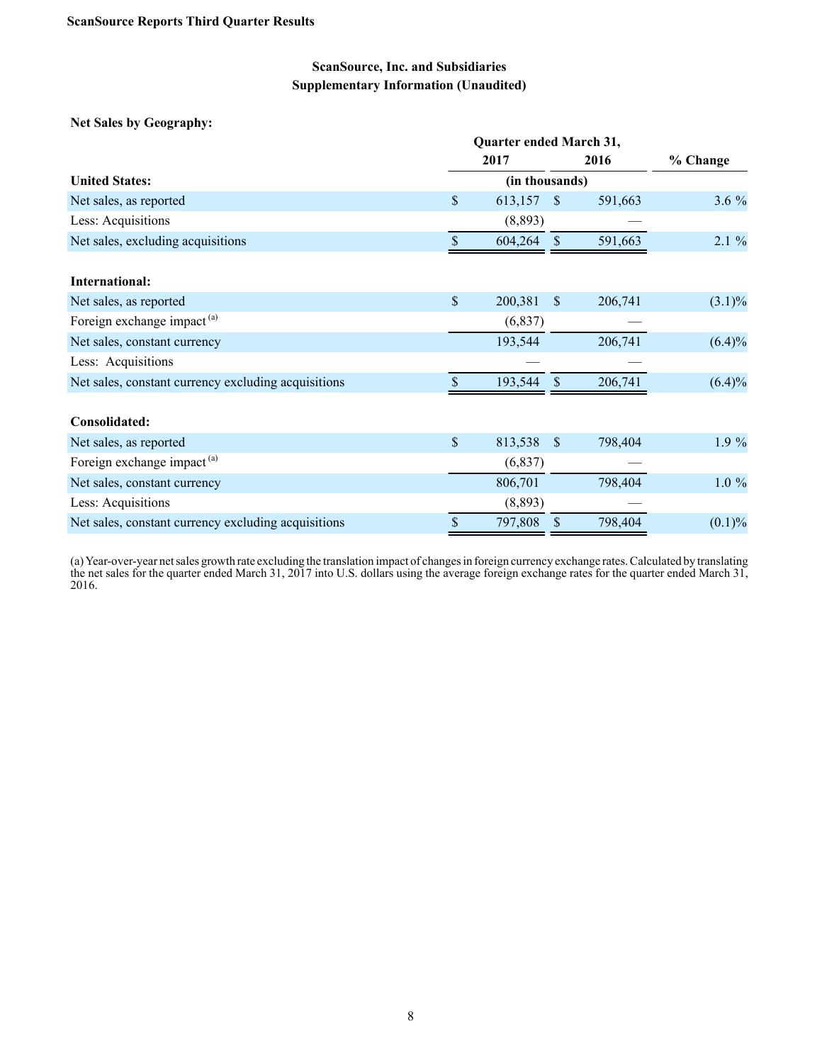**ScanSource Reports Third Quarter Results**

**ScanSource, Inc. and Subsidiaries**
**Supplementary Information (Unaudited)**

**Net Sales by Geography:**

| | Quarter ended March 31, | | |
|---|---|---|---|
| | 2017 | 2016 | % Change |
| **United States:** | (in thousands) | | |
| Net sales, as reported | $ 613,157 | $ 591,663 | 3.6 % |
| Less: Acquisitions | (8,893) | — | |
| Net sales, excluding acquisitions | $ 604,264 | $ 591,663 | 2.1 % |
| | | | |
| **International:** | | | |
| Net sales, as reported | $ 200,381 | $ 206,741 | (3.1)% |
| Foreign exchange impact [(a)] | (6,837) | — | |
| Net sales, constant currency | 193,544 | 206,741 | (6.4)% |
| Less: Acquisitions | — | — | |
| Net sales, constant currency excluding acquisitions | $ 193,544 | $ 206,741 | (6.4)% |
| | | | |
| **Consolidated:** | | | |
| Net sales, as reported | $ 813,538 | $ 798,404 | 1.9 % |
| Foreign exchange impact [(a)] | (6,837) | — | |
| Net sales, constant currency | 806,701 | 798,404 | 1.0 % |
| Less: Acquisitions | (8,893) | — | |
| Net sales, constant currency excluding acquisitions | $ 797,808 | $ 798,404 | (0.1)% |

(a) Year-over-year net sales growth rate excluding the translation impact of changes in foreign currency exchange rates. Calculated by translating the net sales for the quarter ended March 31, 2017 into U.S. dollars using the average foreign exchange rates for the quarter ended March 31, 2016.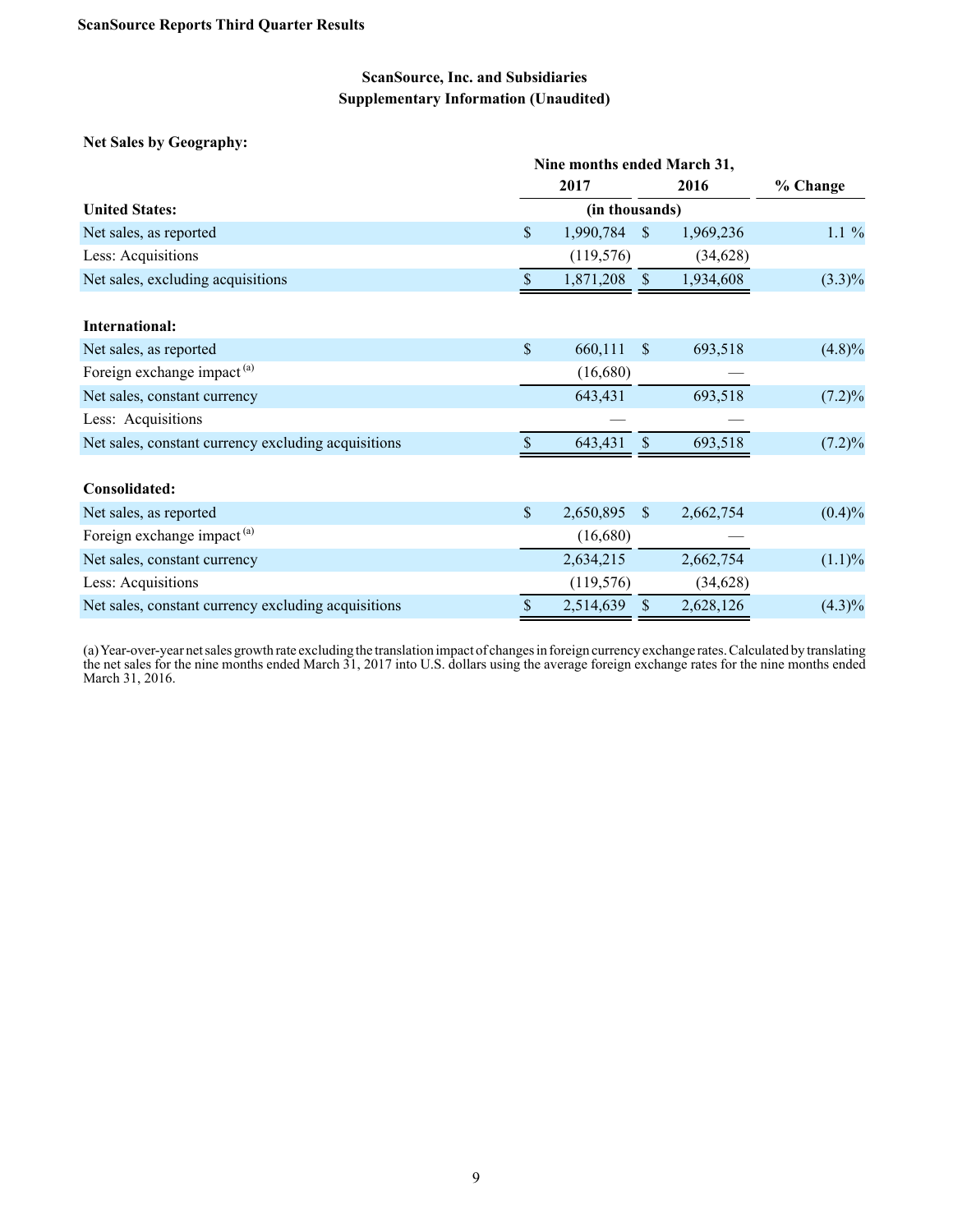**ScanSource, Inc. and Subsidiaries**
**Supplementary Information (Unaudited)**

**Net Sales by Geography:**

| | Nine months ended March 31, 2017 | Nine months ended March 31, 2016 | % Change |
|---|---|---|---|
| **United States:** | (in thousands) | | |
| Net sales, as reported | $ 1,990,784 | $ 1,969,236 | 1.1 % |
| Less: Acquisitions | (119,576) | (34,628) | |
| Net sales, excluding acquisitions | $ 1,871,208 | $ 1,934,608 | (3.3)% |
| | | | |
| **International:** | | | |
| Net sales, as reported | $ 660,111 | $ 693,518 | (4.8)% |
| Foreign exchange impact [(a)] | (16,680) | — | |
| Net sales, constant currency | 643,431 | 693,518 | (7.2)% |
| Less: Acquisitions | — | — | |
| Net sales, constant currency excluding acquisitions | $ 643,431 | $ 693,518 | (7.2)% |
| | | | |
| **Consolidated:** | | | |
| Net sales, as reported | $ 2,650,895 | $ 2,662,754 | (0.4)% |
| Foreign exchange impact [(a)] | (16,680) | — | |
| Net sales, constant currency | 2,634,215 | 2,662,754 | (1.1)% |
| Less: Acquisitions | (119,576) | (34,628) | |
| Net sales, constant currency excluding acquisitions | $ 2,514,639 | $ 2,628,126 | (4.3)% |

(a) Year-over-year net sales growth rate excluding the translation impact of changes in foreign currency exchange rates. Calculated by translating the net sales for the nine months ended March 31, 2017 into U.S. dollars using the average foreign exchange rates for the nine months ended March 31, 2016.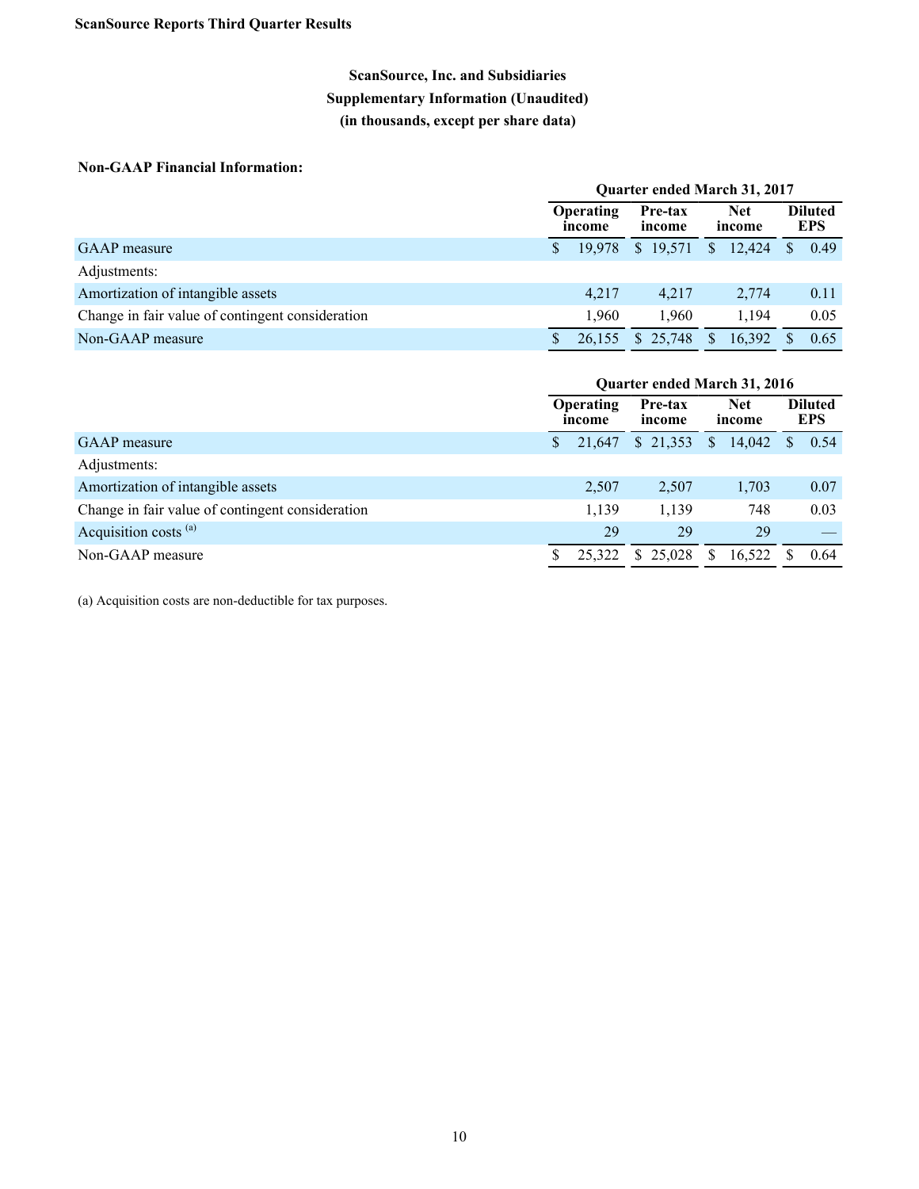**ScanSource Reports Third Quarter Results**

## ScanSource, Inc. and Subsidiaries
## Supplementary Information (Unaudited)
## (in thousands, except per share data)

**Non-GAAP Financial Information:**

| | Quarter ended March 31, 2017 | | | |
|---|---|---|---|---|
| | **Operating income** | **Pre-tax income** | **Net income** | **Diluted EPS** |
| GAAP measure | $ 19,978 | $ 19,571 | $ 12,424 | $ 0.49 |
| Adjustments: | | | | |
| Amortization of intangible assets | 4,217 | 4,217 | 2,774 | 0.11 |
| Change in fair value of contingent consideration | 1,960 | 1,960 | 1,194 | 0.05 |
| Non-GAAP measure | $ 26,155 | $ 25,748 | $ 16,392 | $ 0.65 |

| | Quarter ended March 31, 2016 | | | |
|---|---|---|---|---|
| | **Operating income** | **Pre-tax income** | **Net income** | **Diluted EPS** |
| GAAP measure | $ 21,647 | $ 21,353 | $ 14,042 | $ 0.54 |
| Adjustments: | | | | |
| Amortization of intangible assets | 2,507 | 2,507 | 1,703 | 0.07 |
| Change in fair value of contingent consideration | 1,139 | 1,139 | 748 | 0.03 |
| Acquisition costs [(a)] | 29 | 29 | 29 | — |
| Non-GAAP measure | $ 25,322 | $ 25,028 | $ 16,522 | $ 0.64 |

(a) Acquisition costs are non-deductible for tax purposes.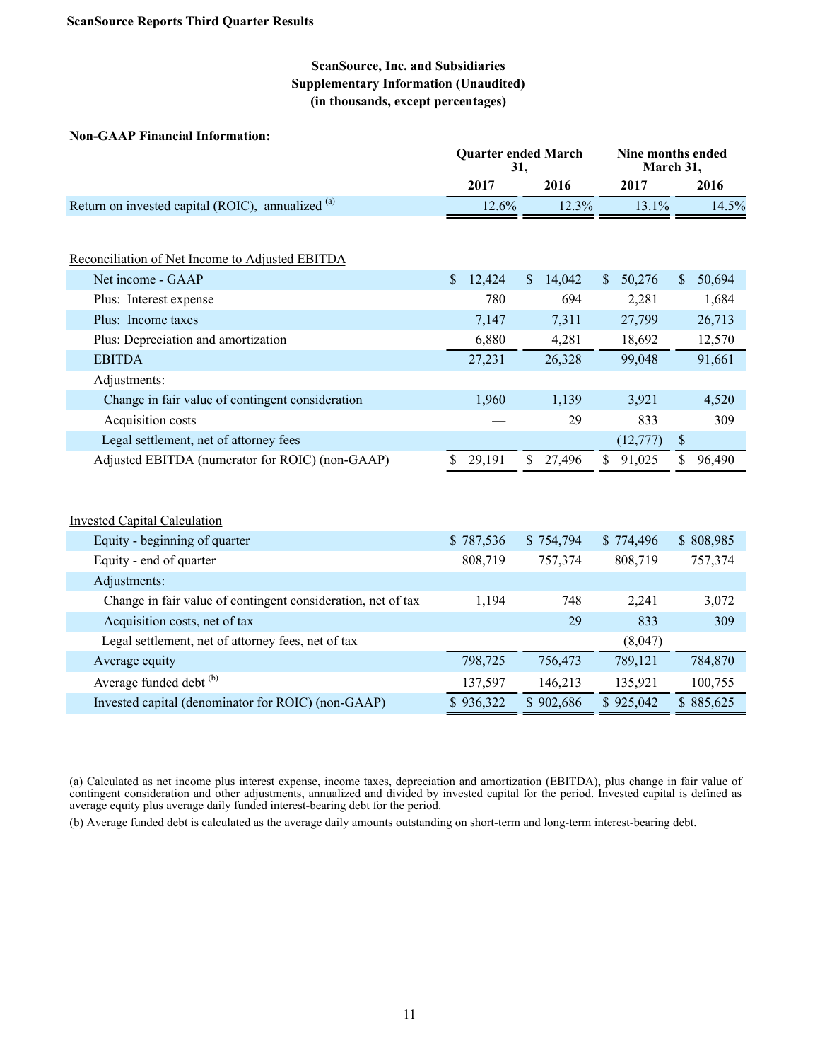**ScanSource Reports Third Quarter Results**

## ScanSource, Inc. and Subsidiaries
## Supplementary Information (Unaudited)
## (in thousands, except percentages)

**Non-GAAP Financial Information:**

| | Quarter ended March 31, | | Nine months ended March 31, | |
|---|---|---|---|---|
| | **2017** | **2016** | **2017** | **2016** |
| Return on invested capital (ROIC), annualized [(a)] | 12.6% | 12.3% | 13.1% | 14.5% |

| Reconciliation of Net Income to Adjusted EBITDA | 2017 (Quarter) | 2016 (Quarter) | 2017 (Nine months) | 2016 (Nine months) |
|---|---|---|---|---|
| Net income - GAAP | $ 12,424 | $ 14,042 | $ 50,276 | $ 50,694 |
| Plus: Interest expense | 780 | 694 | 2,281 | 1,684 |
| Plus: Income taxes | 7,147 | 7,311 | 27,799 | 26,713 |
| Plus: Depreciation and amortization | 6,880 | 4,281 | 18,692 | 12,570 |
| EBITDA | 27,231 | 26,328 | 99,048 | 91,661 |
| Adjustments: | | | | |
| Change in fair value of contingent consideration | 1,960 | 1,139 | 3,921 | 4,520 |
| Acquisition costs | — | 29 | 833 | 309 |
| Legal settlement, net of attorney fees | — | — | (12,777) | $ — |
| Adjusted EBITDA (numerator for ROIC) (non-GAAP) | $ 29,191 | $ 27,496 | $ 91,025 | $ 96,490 |

| Invested Capital Calculation | 2017 (Quarter) | 2016 (Quarter) | 2017 (Nine months) | 2016 (Nine months) |
|---|---|---|---|---|
| Equity - beginning of quarter | $ 787,536 | $ 754,794 | $ 774,496 | $ 808,985 |
| Equity - end of quarter | 808,719 | 757,374 | 808,719 | 757,374 |
| Adjustments: | | | | |
| Change in fair value of contingent consideration, net of tax | 1,194 | 748 | 2,241 | 3,072 |
| Acquisition costs, net of tax | — | 29 | 833 | 309 |
| Legal settlement, net of attorney fees, net of tax | — | — | (8,047) | — |
| Average equity | 798,725 | 756,473 | 789,121 | 784,870 |
| Average funded debt [(b)] | 137,597 | 146,213 | 135,921 | 100,755 |
| Invested capital (denominator for ROIC) (non-GAAP) | $ 936,322 | $ 902,686 | $ 925,042 | $ 885,625 |

(a) Calculated as net income plus interest expense, income taxes, depreciation and amortization (EBITDA), plus change in fair value of contingent consideration and other adjustments, annualized and divided by invested capital for the period. Invested capital is defined as average equity plus average daily funded interest-bearing debt for the period.

(b) Average funded debt is calculated as the average daily amounts outstanding on short-term and long-term interest-bearing debt.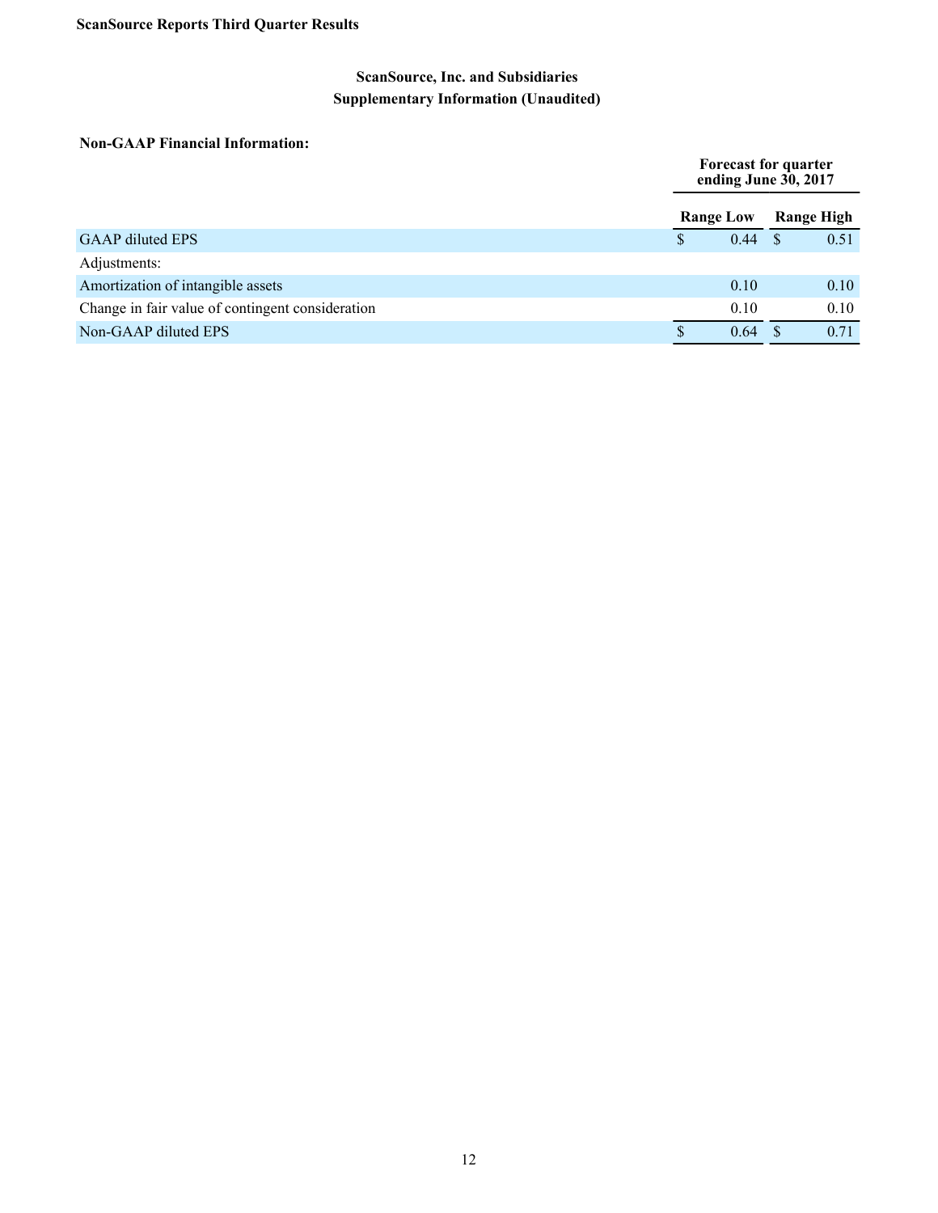**ScanSource Reports Third Quarter Results**

**ScanSource, Inc. and Subsidiaries**
**Supplementary Information (Unaudited)**

**Non-GAAP Financial Information:**

| | Forecast for quarter ending June 30, 2017 | |
|---|---|---|
| | **Range Low** | **Range High** |
| GAAP diluted EPS | $ 0.44 | $ 0.51 |
| Adjustments: | | |
| Amortization of intangible assets | 0.10 | 0.10 |
| Change in fair value of contingent consideration | 0.10 | 0.10 |
| Non-GAAP diluted EPS | $ 0.64 | $ 0.71 |